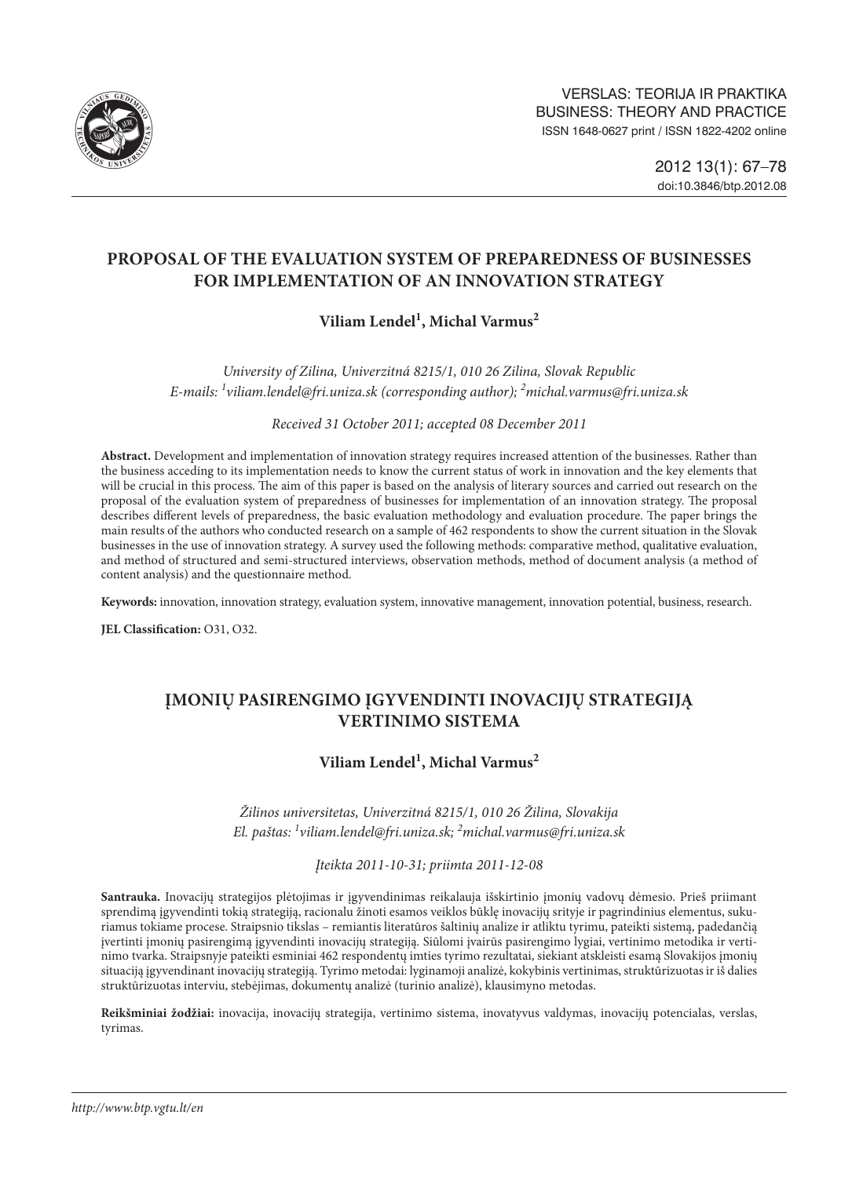VERSLAS: TEORIJA IR PRAKTIKA
BUSINESS: THEORY AND PRACTICE
ISSN 1648-0627 print / ISSN 1822-4202 online

2012 13(1): 67–78
doi:10.3846/btp.2012.08

# PROPOSAL OF THE EVALUATION SYSTEM OF PREPAREDNESS OF BUSINESSES FOR IMPLEMENTATION OF AN INNOVATION STRATEGY

**Viliam Lendel[1], Michal Varmus[2]**

*University of Zilina, Univerzitná 8215/1, 010 26 Zilina, Slovak Republic*
*E-mails: [1]viliam.lendel@fri.uniza.sk (corresponding author); [2]michal.varmus@fri.uniza.sk*

*Received 31 October 2011; accepted 08 December 2011*

**Abstract.** Development and implementation of innovation strategy requires increased attention of the businesses. Rather than the business acceding to its implementation needs to know the current status of work in innovation and the key elements that will be crucial in this process. The aim of this paper is based on the analysis of literary sources and carried out research on the proposal of the evaluation system of preparedness of businesses for implementation of an innovation strategy. The proposal describes different levels of preparedness, the basic evaluation methodology and evaluation procedure. The paper brings the main results of the authors who conducted research on a sample of 462 respondents to show the current situation in the Slovak businesses in the use of innovation strategy. A survey used the following methods: comparative method, qualitative evaluation, and method of structured and semi-structured interviews, observation methods, method of document analysis (a method of content analysis) and the questionnaire method.

**Keywords:** innovation, innovation strategy, evaluation system, innovative management, innovation potential, business, research.

**JEL Classification:** O31, O32.

# ĮMONIŲ PASIRENGIMO ĮGYVENDINTI INOVACIJŲ STRATEGIJĄ VERTINIMO SISTEMA

**Viliam Lendel[1], Michal Varmus[2]**

*Žilinos universitetas, Univerzitná 8215/1, 010 26 Žilina, Slovakija*
*El. paštas: [1]viliam.lendel@fri.uniza.sk; [2]michal.varmus@fri.uniza.sk*

*Įteikta 2011-10-31; priimta 2011-12-08*

**Santrauka.** Inovacijų strategijos plėtojimas ir įgyvendinimas reikalauja išskirtinio įmonių vadovų dėmesio. Prieš priimant sprendimą įgyvendinti tokią strategiją, racionalu žinoti esamos veiklos būklę inovacijų srityje ir pagrindinius elementus, sukuriamus tokiame procese. Straipsnio tikslas – remiantis literatūros šaltinių analize ir atliktu tyrimu, pateikti sistemą, padedančią įvertinti įmonių pasirengimą įgyvendinti inovacijų strategiją. Siūlomi įvairūs pasirengimo lygiai, vertinimo metodika ir vertinimo tvarka. Straipsnyje pateikti esminiai 462 respondentų imties tyrimo rezultatai, siekiant atskleisti esamą Slovakijos įmonių situaciją įgyvendinant inovacijų strategiją. Tyrimo metodai: lyginamoji analizė, kokybinis vertinimas, struktūrizuotas ir iš dalies struktūrizuotas interviu, stebėjimas, dokumentų analizė (turinio analizė), klausimyno metodas.

**Reikšminiai žodžiai:** inovacija, inovacijų strategija, vertinimo sistema, inovatyvus valdymas, inovacijų potencialas, verslas, tyrimas.

*http://www.btp.vgtu.lt/en*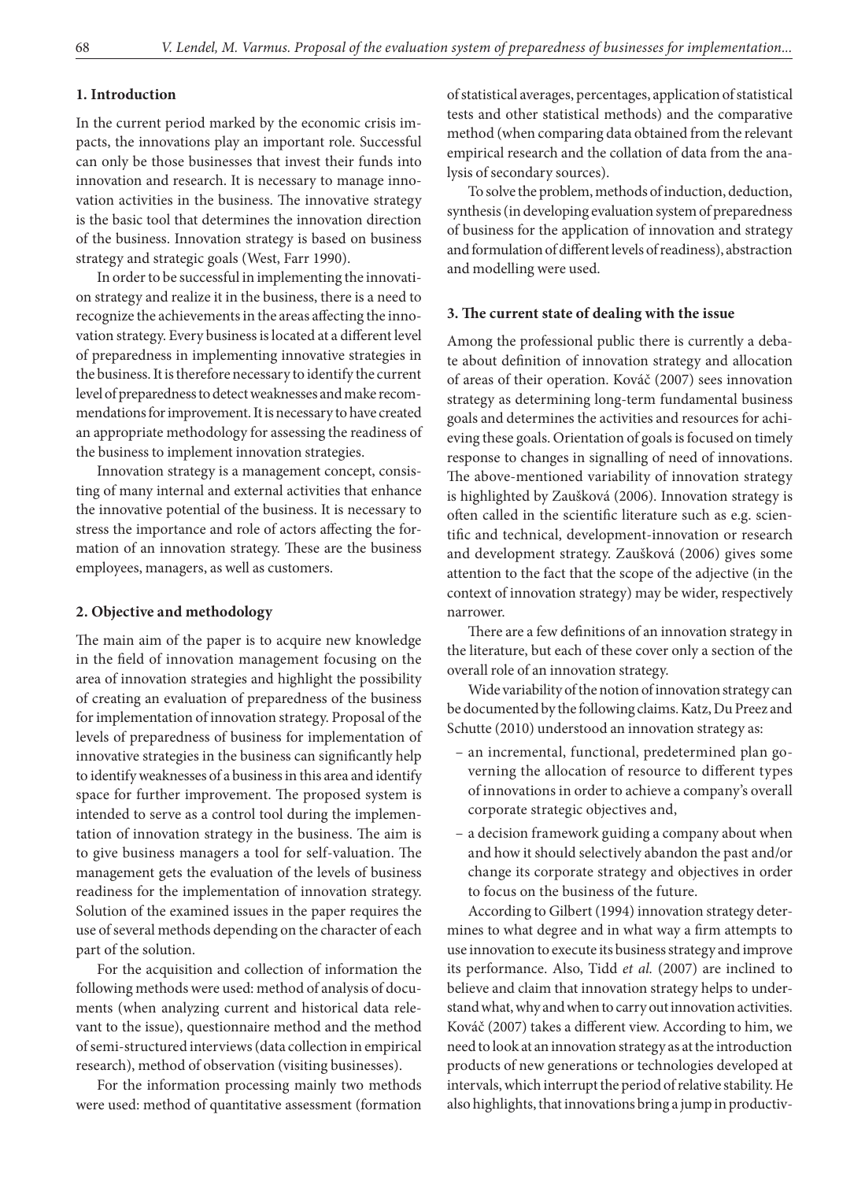## 1. Introduction

In the current period marked by the economic crisis impacts, the innovations play an important role. Successful can only be those businesses that invest their funds into innovation and research. It is necessary to manage innovation activities in the business. The innovative strategy is the basic tool that determines the innovation direction of the business. Innovation strategy is based on business strategy and strategic goals (West, Farr 1990).

In order to be successful in implementing the innovation strategy and realize it in the business, there is a need to recognize the achievements in the areas affecting the innovation strategy. Every business is located at a different level of preparedness in implementing innovative strategies in the business. It is therefore necessary to identify the current level of preparedness to detect weaknesses and make recommendations for improvement. It is necessary to have created an appropriate methodology for assessing the readiness of the business to implement innovation strategies.

Innovation strategy is a management concept, consisting of many internal and external activities that enhance the innovative potential of the business. It is necessary to stress the importance and role of actors affecting the formation of an innovation strategy. These are the business employees, managers, as well as customers.

## 2. Objective and methodology

The main aim of the paper is to acquire new knowledge in the field of innovation management focusing on the area of innovation strategies and highlight the possibility of creating an evaluation of preparedness of the business for implementation of innovation strategy. Proposal of the levels of preparedness of business for implementation of innovative strategies in the business can significantly help to identify weaknesses of a business in this area and identify space for further improvement. The proposed system is intended to serve as a control tool during the implementation of innovation strategy in the business. The aim is to give business managers a tool for self-valuation. The management gets the evaluation of the levels of business readiness for the implementation of innovation strategy. Solution of the examined issues in the paper requires the use of several methods depending on the character of each part of the solution.

For the acquisition and collection of information the following methods were used: method of analysis of documents (when analyzing current and historical data relevant to the issue), questionnaire method and the method of semi-structured interviews (data collection in empirical research), method of observation (visiting businesses).

For the information processing mainly two methods were used: method of quantitative assessment (formation of statistical averages, percentages, application of statistical tests and other statistical methods) and the comparative method (when comparing data obtained from the relevant empirical research and the collation of data from the analysis of secondary sources).

To solve the problem, methods of induction, deduction, synthesis (in developing evaluation system of preparedness of business for the application of innovation and strategy and formulation of different levels of readiness), abstraction and modelling were used.

## 3. The current state of dealing with the issue

Among the professional public there is currently a debate about definition of innovation strategy and allocation of areas of their operation. Kováč (2007) sees innovation strategy as determining long-term fundamental business goals and determines the activities and resources for achieving these goals. Orientation of goals is focused on timely response to changes in signalling of need of innovations. The above-mentioned variability of innovation strategy is highlighted by Zaušková (2006). Innovation strategy is often called in the scientific literature such as e.g. scientific and technical, development-innovation or research and development strategy. Zaušková (2006) gives some attention to the fact that the scope of the adjective (in the context of innovation strategy) may be wider, respectively narrower.

There are a few definitions of an innovation strategy in the literature, but each of these cover only a section of the overall role of an innovation strategy.

Wide variability of the notion of innovation strategy can be documented by the following claims. Katz, Du Preez and Schutte (2010) understood an innovation strategy as:

- an incremental, functional, predetermined plan governing the allocation of resource to different types of innovations in order to achieve a company's overall corporate strategic objectives and,
- a decision framework guiding a company about when and how it should selectively abandon the past and/or change its corporate strategy and objectives in order to focus on the business of the future.

According to Gilbert (1994) innovation strategy determines to what degree and in what way a firm attempts to use innovation to execute its business strategy and improve its performance. Also, Tidd *et al.* (2007) are inclined to believe and claim that innovation strategy helps to understand what, why and when to carry out innovation activities. Kováč (2007) takes a different view. According to him, we need to look at an innovation strategy as at the introduction products of new generations or technologies developed at intervals, which interrupt the period of relative stability. He also highlights, that innovations bring a jump in productiv-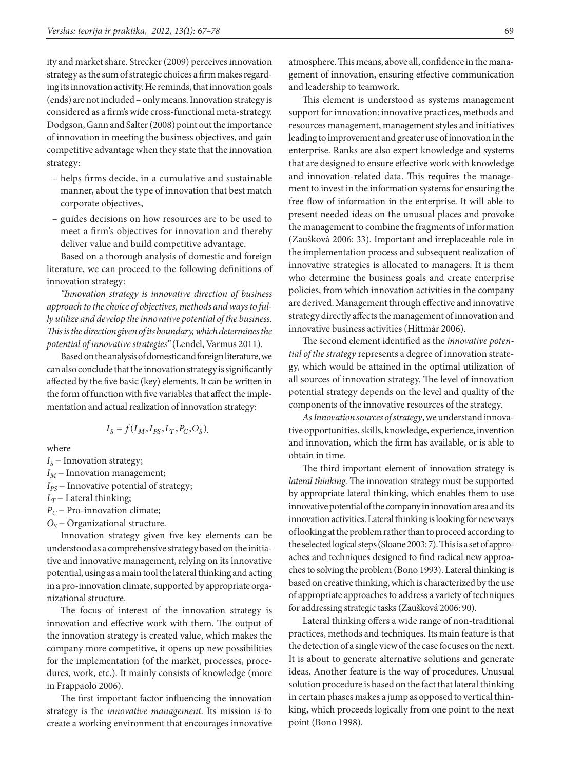ity and market share. Strecker (2009) perceives innovation strategy as the sum of strategic choices a firm makes regarding its innovation activity. He reminds, that innovation goals (ends) are not included – only means. Innovation strategy is considered as a firm's wide cross-functional meta-strategy. Dodgson, Gann and Salter (2008) point out the importance of innovation in meeting the business objectives, and gain competitive advantage when they state that the innovation strategy:

- helps firms decide, in a cumulative and sustainable manner, about the type of innovation that best match corporate objectives,
- guides decisions on how resources are to be used to meet a firm's objectives for innovation and thereby deliver value and build competitive advantage.

Based on a thorough analysis of domestic and foreign literature, we can proceed to the following definitions of innovation strategy:

*"Innovation strategy is innovative direction of business approach to the choice of objectives, methods and ways to fully utilize and develop the innovative potential of the business. This is the direction given of its boundary, which determines the potential of innovative strategies"* (Lendel, Varmus 2011).

Based on the analysis of domestic and foreign literature, we can also conclude that the innovation strategy is significantly affected by the five basic (key) elements. It can be written in the form of function with five variables that affect the implementation and actual realization of innovation strategy:

$$I_S = f(I_M, I_{PS}, L_T, P_C, O_S),$$

where

$I_S$ – Innovation strategy;
$I_M$ – Innovation management;
$I_{PS}$ – Innovative potential of strategy;
$L_T$ – Lateral thinking;
$P_C$ – Pro-innovation climate;
$O_S$ – Organizational structure.

Innovation strategy given five key elements can be understood as a comprehensive strategy based on the initiative and innovative management, relying on its innovative potential, using as a main tool the lateral thinking and acting in a pro-innovation climate, supported by appropriate organizational structure.

The focus of interest of the innovation strategy is innovation and effective work with them. The output of the innovation strategy is created value, which makes the company more competitive, it opens up new possibilities for the implementation (of the market, processes, procedures, work, etc.). It mainly consists of knowledge (more in Frappaolo 2006).

The first important factor influencing the innovation strategy is the *innovative management*. Its mission is to create a working environment that encourages innovative atmosphere. This means, above all, confidence in the management of innovation, ensuring effective communication and leadership to teamwork.

This element is understood as systems management support for innovation: innovative practices, methods and resources management, management styles and initiatives leading to improvement and greater use of innovation in the enterprise. Ranks are also expert knowledge and systems that are designed to ensure effective work with knowledge and innovation-related data. This requires the management to invest in the information systems for ensuring the free flow of information in the enterprise. It will able to present needed ideas on the unusual places and provoke the management to combine the fragments of information (Zaušková 2006: 33). Important and irreplaceable role in the implementation process and subsequent realization of innovative strategies is allocated to managers. It is them who determine the business goals and create enterprise policies, from which innovation activities in the company are derived. Management through effective and innovative strategy directly affects the management of innovation and innovative business activities (Hittmár 2006).

The second element identified as the *innovative potential of the strategy* represents a degree of innovation strategy, which would be attained in the optimal utilization of all sources of innovation strategy. The level of innovation potential strategy depends on the level and quality of the components of the innovative resources of the strategy.

*As Innovation sources of strategy*, we understand innovative opportunities, skills, knowledge, experience, invention and innovation, which the firm has available, or is able to obtain in time.

The third important element of innovation strategy is *lateral thinking*. The innovation strategy must be supported by appropriate lateral thinking, which enables them to use innovative potential of the company in innovation area and its innovation activities. Lateral thinking is looking for new ways of looking at the problem rather than to proceed according to the selected logical steps (Sloane 2003: 7). This is a set of approaches and techniques designed to find radical new approaches to solving the problem (Bono 1993). Lateral thinking is based on creative thinking, which is characterized by the use of appropriate approaches to address a variety of techniques for addressing strategic tasks (Zaušková 2006: 90).

Lateral thinking offers a wide range of non-traditional practices, methods and techniques. Its main feature is that the detection of a single view of the case focuses on the next. It is about to generate alternative solutions and generate ideas. Another feature is the way of procedures. Unusual solution procedure is based on the fact that lateral thinking in certain phases makes a jump as opposed to vertical thinking, which proceeds logically from one point to the next point (Bono 1998).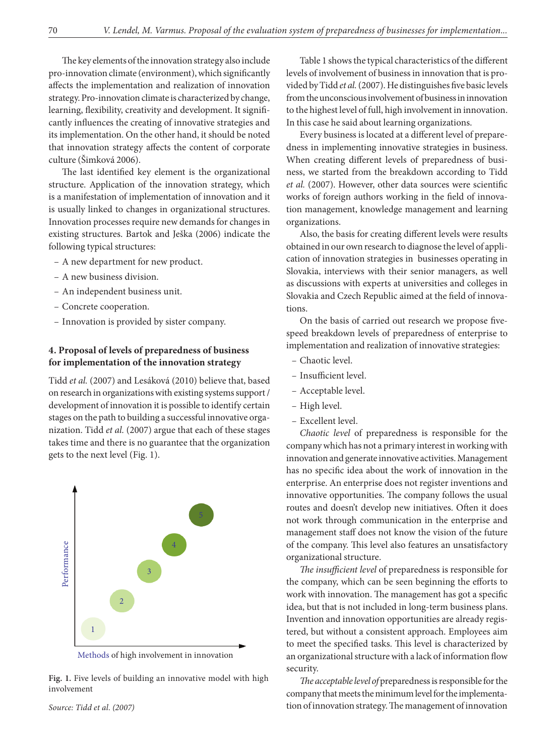The key elements of the innovation strategy also include pro-innovation climate (environment), which significantly affects the implementation and realization of innovation strategy. Pro-innovation climate is characterized by change, learning, flexibility, creativity and development. It significantly influences the creating of innovative strategies and its implementation. On the other hand, it should be noted that innovation strategy affects the content of corporate culture (Šimková 2006).

The last identified key element is the organizational structure. Application of the innovation strategy, which is a manifestation of implementation of innovation and it is usually linked to changes in organizational structures. Innovation processes require new demands for changes in existing structures. Bartok and Ješka (2006) indicate the following typical structures:

- A new department for new product.
- A new business division.
- An independent business unit.
- Concrete cooperation.
- Innovation is provided by sister company.

## 4. Proposal of levels of preparedness of business for implementation of the innovation strategy

Tidd *et al.* (2007) and Lesáková (2010) believe that, based on research in organizations with existing systems support / development of innovation it is possible to identify certain stages on the path to building a successful innovative organization. Tidd *et al.* (2007) argue that each of these stages takes time and there is no guarantee that the organization gets to the next level (Fig. 1).

Performance

1 2 3 4 5

Methods of high involvement in innovation

**Fig. 1.** Five levels of building an innovative model with high involvement

*Source: Tidd et al. (2007)*

Table 1 shows the typical characteristics of the different levels of involvement of business in innovation that is provided by Tidd *et al.* (2007). He distinguishes five basic levels from the unconscious involvement of business in innovation to the highest level of full, high involvement in innovation. In this case he said about learning organizations.

Every business is located at a different level of preparedness in implementing innovative strategies in business. When creating different levels of preparedness of business, we started from the breakdown according to Tidd *et al.* (2007). However, other data sources were scientific works of foreign authors working in the field of innovation management, knowledge management and learning organizations.

Also, the basis for creating different levels were results obtained in our own research to diagnose the level of application of innovation strategies in businesses operating in Slovakia, interviews with their senior managers, as well as discussions with experts at universities and colleges in Slovakia and Czech Republic aimed at the field of innovations.

On the basis of carried out research we propose five-speed breakdown levels of preparedness of enterprise to implementation and realization of innovative strategies:

- Chaotic level.
- Insufficient level.
- Acceptable level.
- High level.
- Excellent level.

*Chaotic level* of preparedness is responsible for the company which has not a primary interest in working with innovation and generate innovative activities. Management has no specific idea about the work of innovation in the enterprise. An enterprise does not register inventions and innovative opportunities. The company follows the usual routes and doesn't develop new initiatives. Often it does not work through communication in the enterprise and management staff does not know the vision of the future of the company. This level also features an unsatisfactory organizational structure.

*The insufficient level* of preparedness is responsible for the company, which can be seen beginning the efforts to work with innovation. The management has got a specific idea, but that is not included in long-term business plans. Invention and innovation opportunities are already registered, but without a consistent approach. Employees aim to meet the specified tasks. This level is characterized by an organizational structure with a lack of information flow security.

*The acceptable level of* preparedness is responsible for the company that meets the minimum level for the implementation of innovation strategy. The management of innovation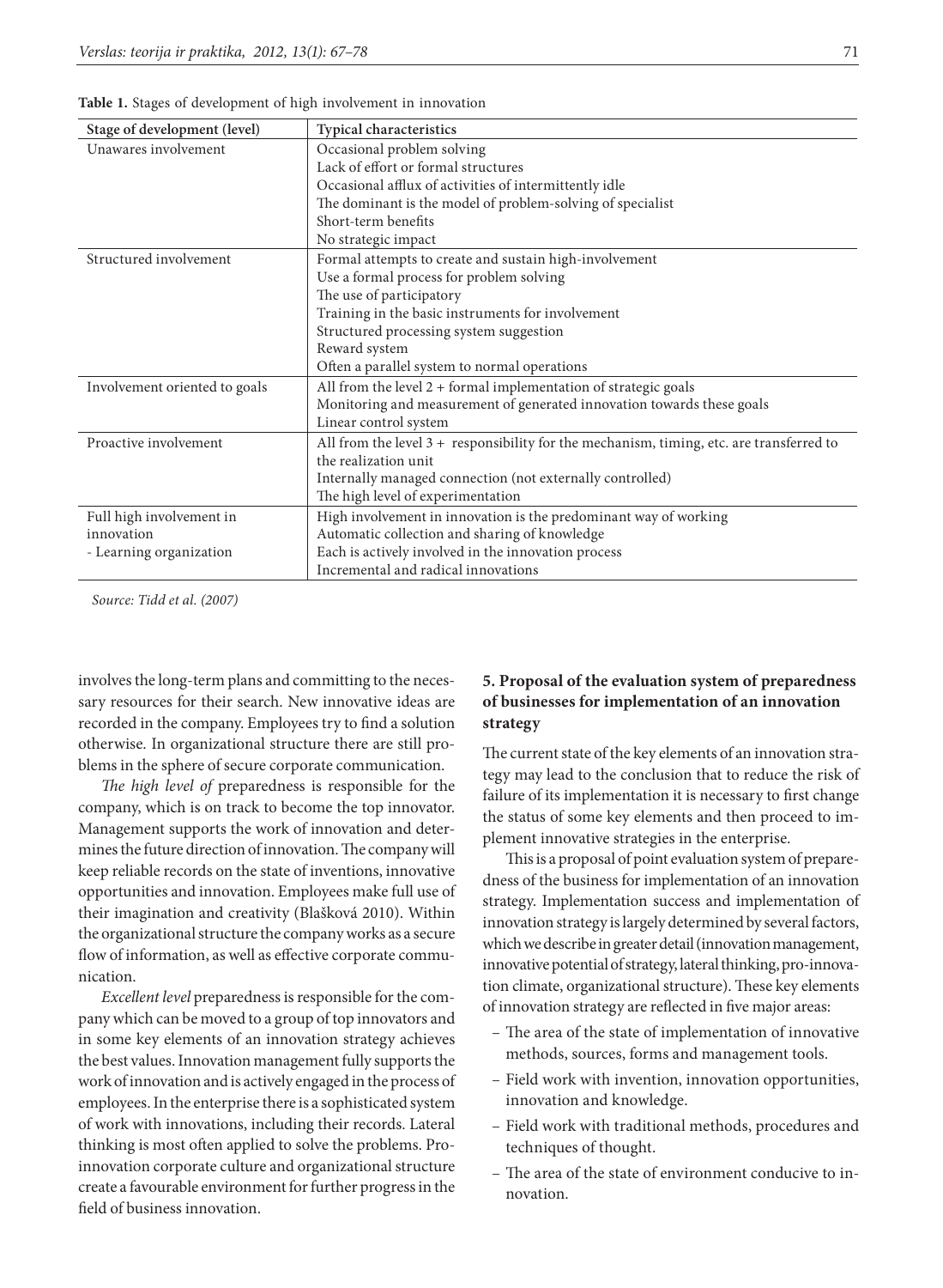**Table 1.** Stages of development of high involvement in innovation

| Stage of development (level) | Typical characteristics |
|---|---|
| Unawares involvement | Occasional problem solving<br>Lack of effort or formal structures<br>Occasional afflux of activities of intermittently idle<br>The dominant is the model of problem-solving of specialist<br>Short-term benefits<br>No strategic impact |
| Structured involvement | Formal attempts to create and sustain high-involvement<br>Use a formal process for problem solving<br>The use of participatory<br>Training in the basic instruments for involvement<br>Structured processing system suggestion<br>Reward system<br>Often a parallel system to normal operations |
| Involvement oriented to goals | All from the level 2 + formal implementation of strategic goals<br>Monitoring and measurement of generated innovation towards these goals<br>Linear control system |
| Proactive involvement | All from the level 3 + responsibility for the mechanism, timing, etc. are transferred to the realization unit<br>Internally managed connection (not externally controlled)<br>The high level of experimentation |
| Full high involvement in innovation - Learning organization | High involvement in innovation is the predominant way of working<br>Automatic collection and sharing of knowledge<br>Each is actively involved in the innovation process<br>Incremental and radical innovations |

*Source: Tidd et al. (2007)*

involves the long-term plans and committing to the necessary resources for their search. New innovative ideas are recorded in the company. Employees try to find a solution otherwise. In organizational structure there are still problems in the sphere of secure corporate communication.

*The high level of* preparedness is responsible for the company, which is on track to become the top innovator. Management supports the work of innovation and determines the future direction of innovation. The company will keep reliable records on the state of inventions, innovative opportunities and innovation. Employees make full use of their imagination and creativity (Blašková 2010). Within the organizational structure the company works as a secure flow of information, as well as effective corporate communication.

*Excellent level* preparedness is responsible for the company which can be moved to a group of top innovators and in some key elements of an innovation strategy achieves the best values. Innovation management fully supports the work of innovation and is actively engaged in the process of employees. In the enterprise there is a sophisticated system of work with innovations, including their records. Lateral thinking is most often applied to solve the problems. Pro-innovation corporate culture and organizational structure create a favourable environment for further progress in the field of business innovation.

## 5. Proposal of the evaluation system of preparedness of businesses for implementation of an innovation strategy

The current state of the key elements of an innovation strategy may lead to the conclusion that to reduce the risk of failure of its implementation it is necessary to first change the status of some key elements and then proceed to implement innovative strategies in the enterprise.

This is a proposal of point evaluation system of preparedness of the business for implementation of an innovation strategy. Implementation success and implementation of innovation strategy is largely determined by several factors, which we describe in greater detail (innovation management, innovative potential of strategy, lateral thinking, pro-innovation climate, organizational structure). These key elements of innovation strategy are reflected in five major areas:

- The area of the state of implementation of innovative methods, sources, forms and management tools.
- Field work with invention, innovation opportunities, innovation and knowledge.
- Field work with traditional methods, procedures and techniques of thought.
- The area of the state of environment conducive to innovation.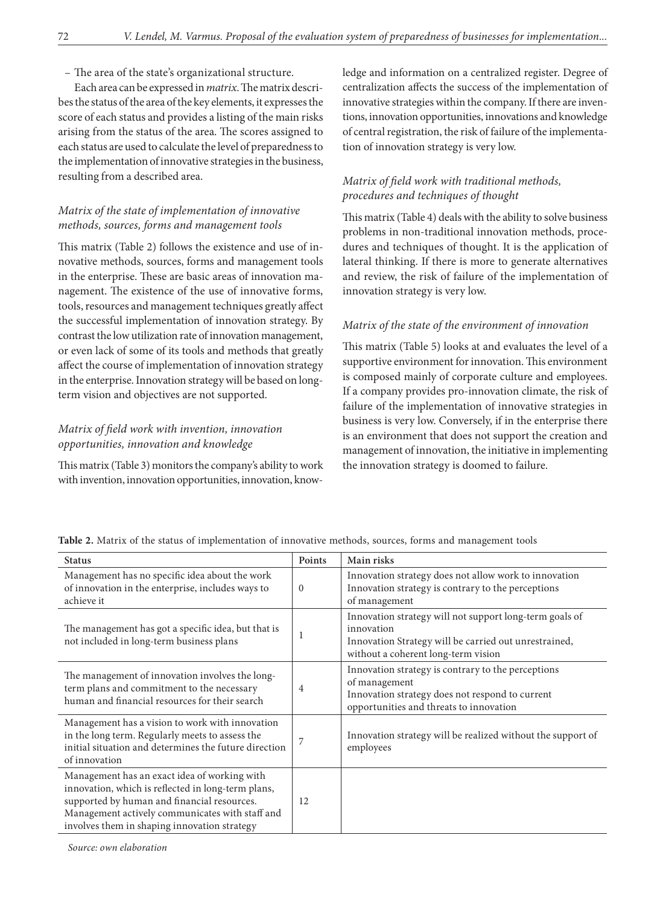– The area of the state's organizational structure.

Each area can be expressed in *matrix*. The matrix describes the status of the area of the key elements, it expresses the score of each status and provides a listing of the main risks arising from the status of the area. The scores assigned to each status are used to calculate the level of preparedness to the implementation of innovative strategies in the business, resulting from a described area.

### *Matrix of the state of implementation of innovative methods, sources, forms and management tools*

This matrix (Table 2) follows the existence and use of innovative methods, sources, forms and management tools in the enterprise. These are basic areas of innovation management. The existence of the use of innovative forms, tools, resources and management techniques greatly affect the successful implementation of innovation strategy. By contrast the low utilization rate of innovation management, or even lack of some of its tools and methods that greatly affect the course of implementation of innovation strategy in the enterprise. Innovation strategy will be based on long-term vision and objectives are not supported.

### *Matrix of field work with invention, innovation opportunities, innovation and knowledge*

This matrix (Table 3) monitors the company's ability to work with invention, innovation opportunities, innovation, knowledge and information on a centralized register. Degree of centralization affects the success of the implementation of innovative strategies within the company. If there are inventions, innovation opportunities, innovations and knowledge of central registration, the risk of failure of the implementation of innovation strategy is very low.

### *Matrix of field work with traditional methods, procedures and techniques of thought*

This matrix (Table 4) deals with the ability to solve business problems in non-traditional innovation methods, procedures and techniques of thought. It is the application of lateral thinking. If there is more to generate alternatives and review, the risk of failure of the implementation of innovation strategy is very low.

### *Matrix of the state of the environment of innovation*

This matrix (Table 5) looks at and evaluates the level of a supportive environment for innovation. This environment is composed mainly of corporate culture and employees. If a company provides pro-innovation climate, the risk of failure of the implementation of innovative strategies in business is very low. Conversely, if in the enterprise there is an environment that does not support the creation and management of innovation, the initiative in implementing the innovation strategy is doomed to failure.

**Table 2.** Matrix of the status of implementation of innovative methods, sources, forms and management tools

| Status | Points | Main risks |
|---|---|---|
| Management has no specific idea about the work of innovation in the enterprise, includes ways to achieve it | 0 | Innovation strategy does not allow work to innovation<br>Innovation strategy is contrary to the perceptions of management |
| The management has got a specific idea, but that is not included in long-term business plans | 1 | Innovation strategy will not support long-term goals of innovation<br>Innovation Strategy will be carried out unrestrained, without a coherent long-term vision |
| The management of innovation involves the long-term plans and commitment to the necessary human and financial resources for their search | 4 | Innovation strategy is contrary to the perceptions of management<br>Innovation strategy does not respond to current opportunities and threats to innovation |
| Management has a vision to work with innovation in the long term. Regularly meets to assess the initial situation and determines the future direction of innovation | 7 | Innovation strategy will be realized without the support of employees |
| Management has an exact idea of working with innovation, which is reflected in long-term plans, supported by human and financial resources. Management actively communicates with staff and involves them in shaping innovation strategy | 12 | |

*Source: own elaboration*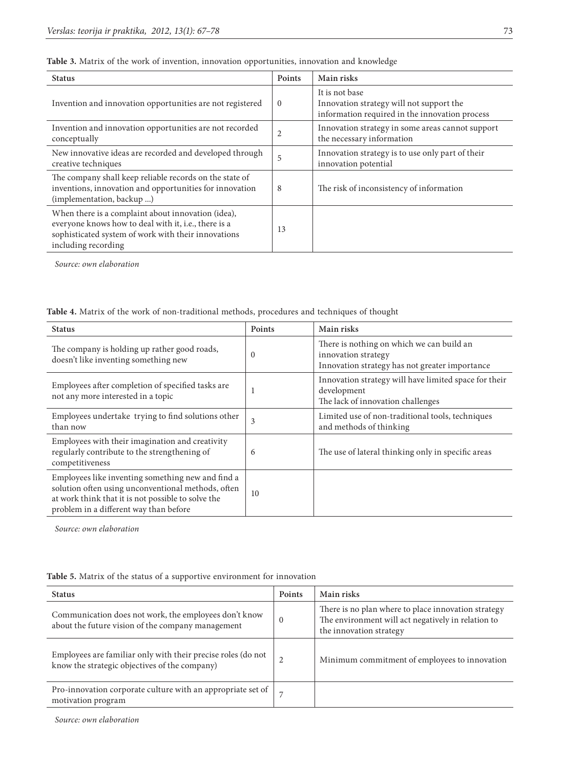**Table 3.** Matrix of the work of invention, innovation opportunities, innovation and knowledge

| Status | Points | Main risks |
|---|---|---|
| Invention and innovation opportunities are not registered | 0 | It is not base<br>Innovation strategy will not support the information required in the innovation process |
| Invention and innovation opportunities are not recorded conceptually | 2 | Innovation strategy in some areas cannot support the necessary information |
| New innovative ideas are recorded and developed through creative techniques | 5 | Innovation strategy is to use only part of their innovation potential |
| The company shall keep reliable records on the state of inventions, innovation and opportunities for innovation (implementation, backup ...) | 8 | The risk of inconsistency of information |
| When there is a complaint about innovation (idea), everyone knows how to deal with it, i.e., there is a sophisticated system of work with their innovations including recording | 13 | |

*Source: own elaboration*

**Table 4.** Matrix of the work of non-traditional methods, procedures and techniques of thought

| Status | Points | Main risks |
|---|---|---|
| The company is holding up rather good roads, doesn't like inventing something new | 0 | There is nothing on which we can build an innovation strategy<br>Innovation strategy has not greater importance |
| Employees after completion of specified tasks are not any more interested in a topic | 1 | Innovation strategy will have limited space for their development<br>The lack of innovation challenges |
| Employees undertake trying to find solutions other than now | 3 | Limited use of non-traditional tools, techniques and methods of thinking |
| Employees with their imagination and creativity regularly contribute to the strengthening of competitiveness | 6 | The use of lateral thinking only in specific areas |
| Employees like inventing something new and find a solution often using unconventional methods, often at work think that it is not possible to solve the problem in a different way than before | 10 | |

*Source: own elaboration*

**Table 5.** Matrix of the status of a supportive environment for innovation

| Status | Points | Main risks |
|---|---|---|
| Communication does not work, the employees don't know about the future vision of the company management | 0 | There is no plan where to place innovation strategy<br>The environment will act negatively in relation to the innovation strategy |
| Employees are familiar only with their precise roles (do not know the strategic objectives of the company) | 2 | Minimum commitment of employees to innovation |
| Pro-innovation corporate culture with an appropriate set of motivation program | 7 | |

*Source: own elaboration*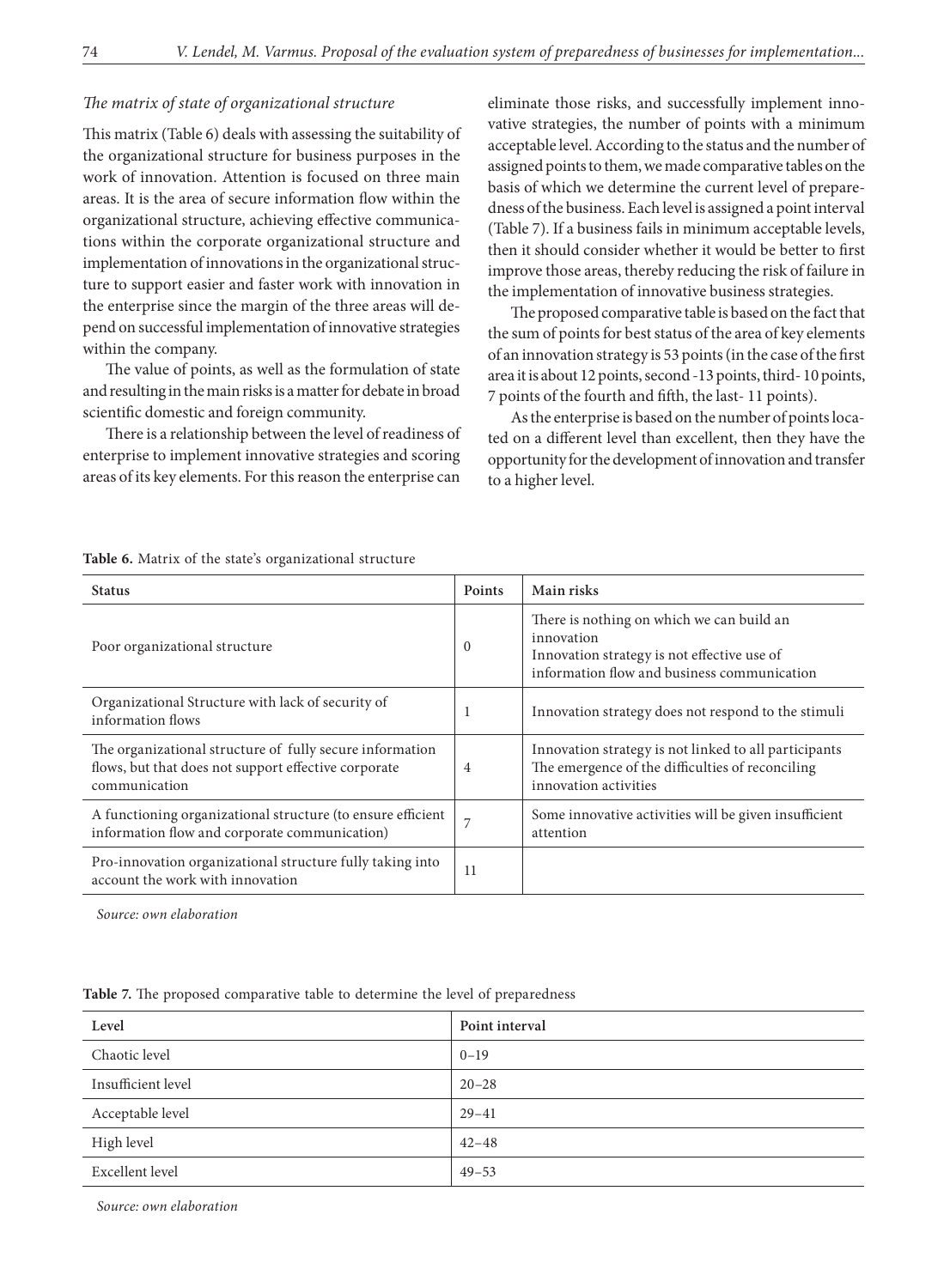*The matrix of state of organizational structure*

This matrix (Table 6) deals with assessing the suitability of the organizational structure for business purposes in the work of innovation. Attention is focused on three main areas. It is the area of secure information flow within the organizational structure, achieving effective communications within the corporate organizational structure and implementation of innovations in the organizational structure to support easier and faster work with innovation in the enterprise since the margin of the three areas will depend on successful implementation of innovative strategies within the company.

The value of points, as well as the formulation of state and resulting in the main risks is a matter for debate in broad scientific domestic and foreign community.

There is a relationship between the level of readiness of enterprise to implement innovative strategies and scoring areas of its key elements. For this reason the enterprise can eliminate those risks, and successfully implement innovative strategies, the number of points with a minimum acceptable level. According to the status and the number of assigned points to them, we made comparative tables on the basis of which we determine the current level of preparedness of the business. Each level is assigned a point interval (Table 7). If a business fails in minimum acceptable levels, then it should consider whether it would be better to first improve those areas, thereby reducing the risk of failure in the implementation of innovative business strategies.

The proposed comparative table is based on the fact that the sum of points for best status of the area of key elements of an innovation strategy is 53 points (in the case of the first area it is about 12 points, second -13 points, third- 10 points, 7 points of the fourth and fifth, the last- 11 points).

As the enterprise is based on the number of points located on a different level than excellent, then they have the opportunity for the development of innovation and transfer to a higher level.

**Table 6.** Matrix of the state's organizational structure

| Status | Points | Main risks |
|---|---|---|
| Poor organizational structure | 0 | There is nothing on which we can build an innovation<br>Innovation strategy is not effective use of information flow and business communication |
| Organizational Structure with lack of security of information flows | 1 | Innovation strategy does not respond to the stimuli |
| The organizational structure of fully secure information flows, but that does not support effective corporate communication | 4 | Innovation strategy is not linked to all participants<br>The emergence of the difficulties of reconciling innovation activities |
| A functioning organizational structure (to ensure efficient information flow and corporate communication) | 7 | Some innovative activities will be given insufficient attention |
| Pro-innovation organizational structure fully taking into account the work with innovation | 11 | |

*Source: own elaboration*

**Table 7.** The proposed comparative table to determine the level of preparedness

| Level | Point interval |
|---|---|
| Chaotic level | 0–19 |
| Insufficient level | 20–28 |
| Acceptable level | 29–41 |
| High level | 42–48 |
| Excellent level | 49–53 |

*Source: own elaboration*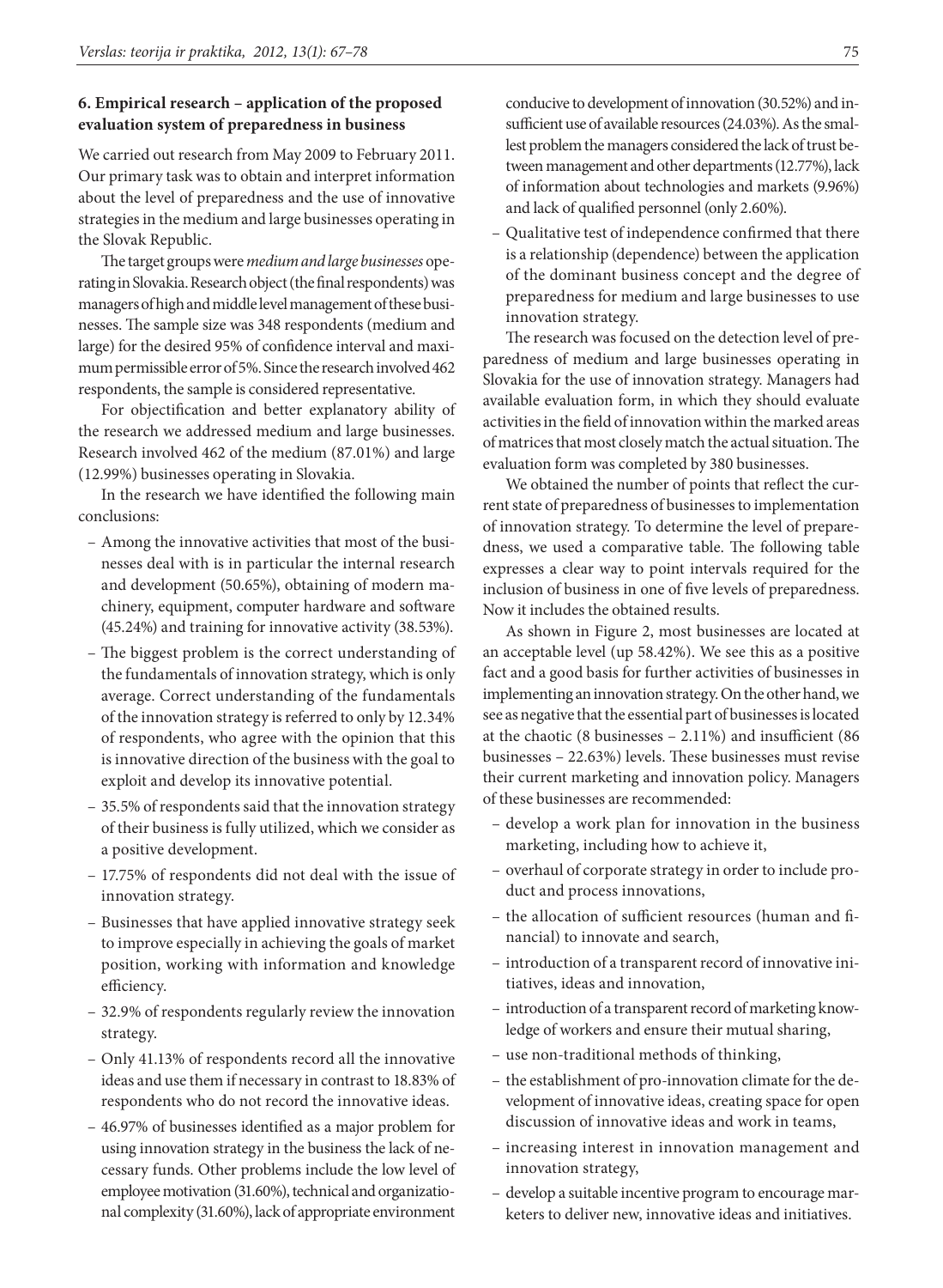## 6. Empirical research – application of the proposed evaluation system of preparedness in business

We carried out research from May 2009 to February 2011. Our primary task was to obtain and interpret information about the level of preparedness and the use of innovative strategies in the medium and large businesses operating in the Slovak Republic.

The target groups were *medium and large businesses* operating in Slovakia. Research object (the final respondents) was managers of high and middle level management of these businesses. The sample size was 348 respondents (medium and large) for the desired 95% of confidence interval and maximum permissible error of 5%. Since the research involved 462 respondents, the sample is considered representative.

For objectification and better explanatory ability of the research we addressed medium and large businesses. Research involved 462 of the medium (87.01%) and large (12.99%) businesses operating in Slovakia.

In the research we have identified the following main conclusions:

- Among the innovative activities that most of the businesses deal with is in particular the internal research and development (50.65%), obtaining of modern machinery, equipment, computer hardware and software (45.24%) and training for innovative activity (38.53%).
- The biggest problem is the correct understanding of the fundamentals of innovation strategy, which is only average. Correct understanding of the fundamentals of the innovation strategy is referred to only by 12.34% of respondents, who agree with the opinion that this is innovative direction of the business with the goal to exploit and develop its innovative potential.
- 35.5% of respondents said that the innovation strategy of their business is fully utilized, which we consider as a positive development.
- 17.75% of respondents did not deal with the issue of innovation strategy.
- Businesses that have applied innovative strategy seek to improve especially in achieving the goals of market position, working with information and knowledge efficiency.
- 32.9% of respondents regularly review the innovation strategy.
- Only 41.13% of respondents record all the innovative ideas and use them if necessary in contrast to 18.83% of respondents who do not record the innovative ideas.
- 46.97% of businesses identified as a major problem for using innovation strategy in the business the lack of necessary funds. Other problems include the low level of employee motivation (31.60%), technical and organizational complexity (31.60%), lack of appropriate environment conducive to development of innovation (30.52%) and insufficient use of available resources (24.03%). As the smallest problem the managers considered the lack of trust between management and other departments (12.77%), lack of information about technologies and markets (9.96%) and lack of qualified personnel (only 2.60%).
- Qualitative test of independence confirmed that there is a relationship (dependence) between the application of the dominant business concept and the degree of preparedness for medium and large businesses to use innovation strategy.

The research was focused on the detection level of preparedness of medium and large businesses operating in Slovakia for the use of innovation strategy. Managers had available evaluation form, in which they should evaluate activities in the field of innovation within the marked areas of matrices that most closely match the actual situation. The evaluation form was completed by 380 businesses.

We obtained the number of points that reflect the current state of preparedness of businesses to implementation of innovation strategy. To determine the level of preparedness, we used a comparative table. The following table expresses a clear way to point intervals required for the inclusion of business in one of five levels of preparedness. Now it includes the obtained results.

As shown in Figure 2, most businesses are located at an acceptable level (up 58.42%). We see this as a positive fact and a good basis for further activities of businesses in implementing an innovation strategy. On the other hand, we see as negative that the essential part of businesses is located at the chaotic (8 businesses – 2.11%) and insufficient (86 businesses – 22.63%) levels. These businesses must revise their current marketing and innovation policy. Managers of these businesses are recommended:

- develop a work plan for innovation in the business marketing, including how to achieve it,
- overhaul of corporate strategy in order to include product and process innovations,
- the allocation of sufficient resources (human and financial) to innovate and search,
- introduction of a transparent record of innovative initiatives, ideas and innovation,
- introduction of a transparent record of marketing knowledge of workers and ensure their mutual sharing,
- use non-traditional methods of thinking,
- the establishment of pro-innovation climate for the development of innovative ideas, creating space for open discussion of innovative ideas and work in teams,
- increasing interest in innovation management and innovation strategy,
- develop a suitable incentive program to encourage marketers to deliver new, innovative ideas and initiatives.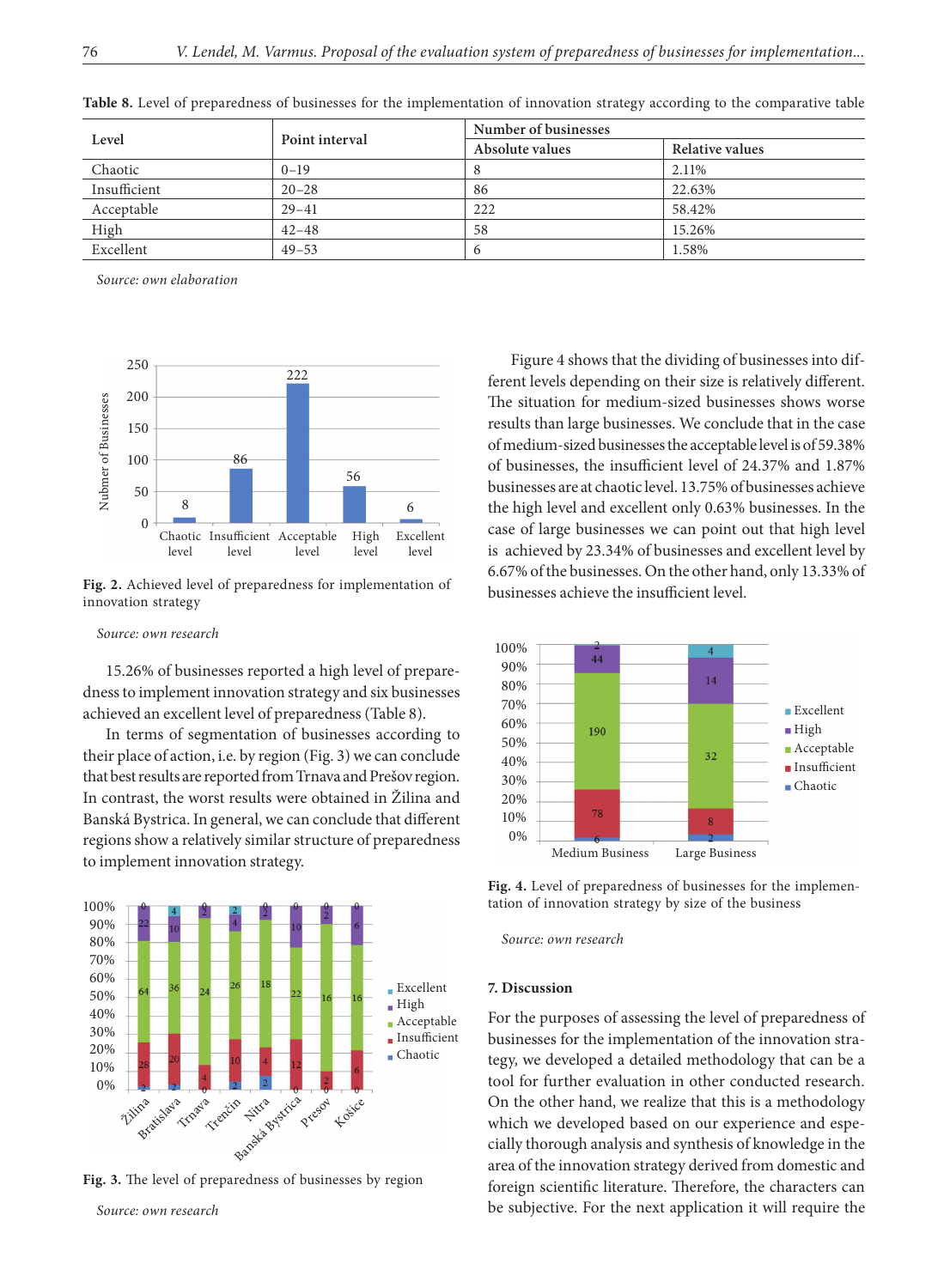**Table 8.** Level of preparedness of businesses for the implementation of innovation strategy according to the comparative table

| Level | Point interval | Number of businesses | |
|---|---|---|---|
| | | Absolute values | Relative values |
| Chaotic | 0–19 | 8 | 2.11% |
| Insufficient | 20–28 | 86 | 22.63% |
| Acceptable | 29–41 | 222 | 58.42% |
| High | 42–48 | 58 | 15.26% |
| Excellent | 49–53 | 6 | 1.58% |

*Source: own elaboration*

**Fig. 2.** Achieved level of preparedness for implementation of innovation strategy

*Source: own research*

15.26% of businesses reported a high level of preparedness to implement innovation strategy and six businesses achieved an excellent level of preparedness (Table 8).

In terms of segmentation of businesses according to their place of action, i.e. by region (Fig. 3) we can conclude that best results are reported from Trnava and Prešov region. In contrast, the worst results were obtained in Žilina and Banská Bystrica. In general, we can conclude that different regions show a relatively similar structure of preparedness to implement innovation strategy.

**Fig. 3.** The level of preparedness of businesses by region

*Source: own research*

Figure 4 shows that the dividing of businesses into different levels depending on their size is relatively different. The situation for medium-sized businesses shows worse results than large businesses. We conclude that in the case of medium-sized businesses the acceptable level is of 59.38% of businesses, the insufficient level of 24.37% and 1.87% businesses are at chaotic level. 13.75% of businesses achieve the high level and excellent only 0.63% businesses. In the case of large businesses we can point out that high level is achieved by 23.34% of businesses and excellent level by 6.67% of the businesses. On the other hand, only 13.33% of businesses achieve the insufficient level.

**Fig. 4.** Level of preparedness of businesses for the implementation of the innovation strategy by size of the business

*Source: own research*

## 7. Discussion

For the purposes of assessing the level of preparedness of businesses for the implementation of the innovation strategy, we developed a detailed methodology that can be a tool for further evaluation in other conducted research. On the other hand, we realize that this is a methodology which we developed based on our experience and especially thorough analysis and synthesis of knowledge in the area of the innovation strategy derived from domestic and foreign scientific literature. Therefore, the characters can be subjective. For the next application it will require the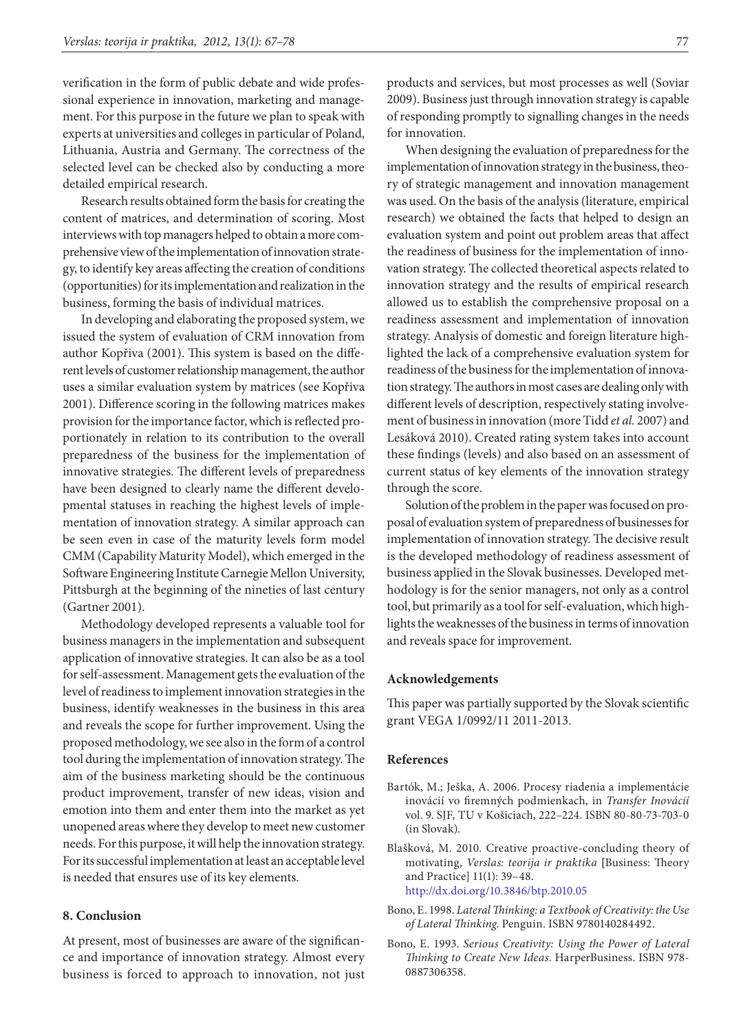verification in the form of public debate and wide professional experience in innovation, marketing and management. For this purpose in the future we plan to speak with experts at universities and colleges in particular of Poland, Lithuania, Austria and Germany. The correctness of the selected level can be checked also by conducting a more detailed empirical research.

Research results obtained form the basis for creating the content of matrices, and determination of scoring. Most interviews with top managers helped to obtain a more comprehensive view of the implementation of innovation strategy, to identify key areas affecting the creation of conditions (opportunities) for its implementation and realization in the business, forming the basis of individual matrices.

In developing and elaborating the proposed system, we issued the system of evaluation of CRM innovation from author Kopřiva (2001). This system is based on the different levels of customer relationship management, the author uses a similar evaluation system by matrices (see Kopřiva 2001). Difference scoring in the following matrices makes provision for the importance factor, which is reflected proportionately in relation to its contribution to the overall preparedness of the business for the implementation of innovative strategies. The different levels of preparedness have been designed to clearly name the different developmental statuses in reaching the highest levels of implementation of innovation strategy. A similar approach can be seen even in case of the maturity levels form model CMM (Capability Maturity Model), which emerged in the Software Engineering Institute Carnegie Mellon University, Pittsburgh at the beginning of the nineties of last century (Gartner 2001).

Methodology developed represents a valuable tool for business managers in the implementation and subsequent application of innovative strategies. It can also be as a tool for self-assessment. Management gets the evaluation of the level of readiness to implement innovation strategies in the business, identify weaknesses in the business in this area and reveals the scope for further improvement. Using the proposed methodology, we see also in the form of a control tool during the implementation of innovation strategy. The aim of the business marketing should be the continuous product improvement, transfer of new ideas, vision and emotion into them and enter them into the market as yet unopened areas where they develop to meet new customer needs. For this purpose, it will help the innovation strategy. For its successful implementation at least an acceptable level is needed that ensures use of its key elements.

## 8. Conclusion

At present, most of businesses are aware of the significance and importance of innovation strategy. Almost every business is forced to approach to innovation, not just products and services, but most processes as well (Soviar 2009). Business just through innovation strategy is capable of responding promptly to signalling changes in the needs for innovation.

When designing the evaluation of preparedness for the implementation of innovation strategy in the business, theory of strategic management and innovation management was used. On the basis of the analysis (literature, empirical research) we obtained the facts that helped to design an evaluation system and point out problem areas that affect the readiness of business for the implementation of innovation strategy. The collected theoretical aspects related to innovation strategy and the results of empirical research allowed us to establish the comprehensive proposal on a readiness assessment and implementation of innovation strategy. Analysis of domestic and foreign literature highlighted the lack of a comprehensive evaluation system for readiness of the business for the implementation of innovation strategy. The authors in most cases are dealing only with different levels of description, respectively stating involvement of business in innovation (more Tidd *et al.* 2007) and Lesáková 2010). Created rating system takes into account these findings (levels) and also based on an assessment of current status of key elements of the innovation strategy through the score.

Solution of the problem in the paper was focused on proposal of evaluation system of preparedness of businesses for implementation of innovation strategy. The decisive result is the developed methodology of readiness assessment of business applied in the Slovak businesses. Developed methodology is for the senior managers, not only as a control tool, but primarily as a tool for self-evaluation, which highlights the weaknesses of the business in terms of innovation and reveals space for improvement.

### Acknowledgements

This paper was partially supported by the Slovak scientific grant VEGA 1/0992/11 2011-2013.

### References

Bartók, M.; Ješka, A. 2006. Procesy riadenia a implementácie inovácií vo firemných podmienkach, in *Transfer Inovácií* vol. 9. SJF, TU v Košiciach, 222–224. ISBN 80-80-73-703-0 (in Slovak).

Blašková, M. 2010. Creative proactive-concluding theory of motivating, *Verslas: teorija ir praktika* [Business: Theory and Practice] 11(1): 39–48. http://dx.doi.org/10.3846/btp.2010.05

Bono, E. 1998. *Lateral Thinking: a Textbook of Creativity: the Use of Lateral Thinking*. Penguin. ISBN 9780140284492.

Bono, E. 1993. *Serious Creativity: Using the Power of Lateral Thinking to Create New Ideas*. HarperBusiness. ISBN 978-0887306358.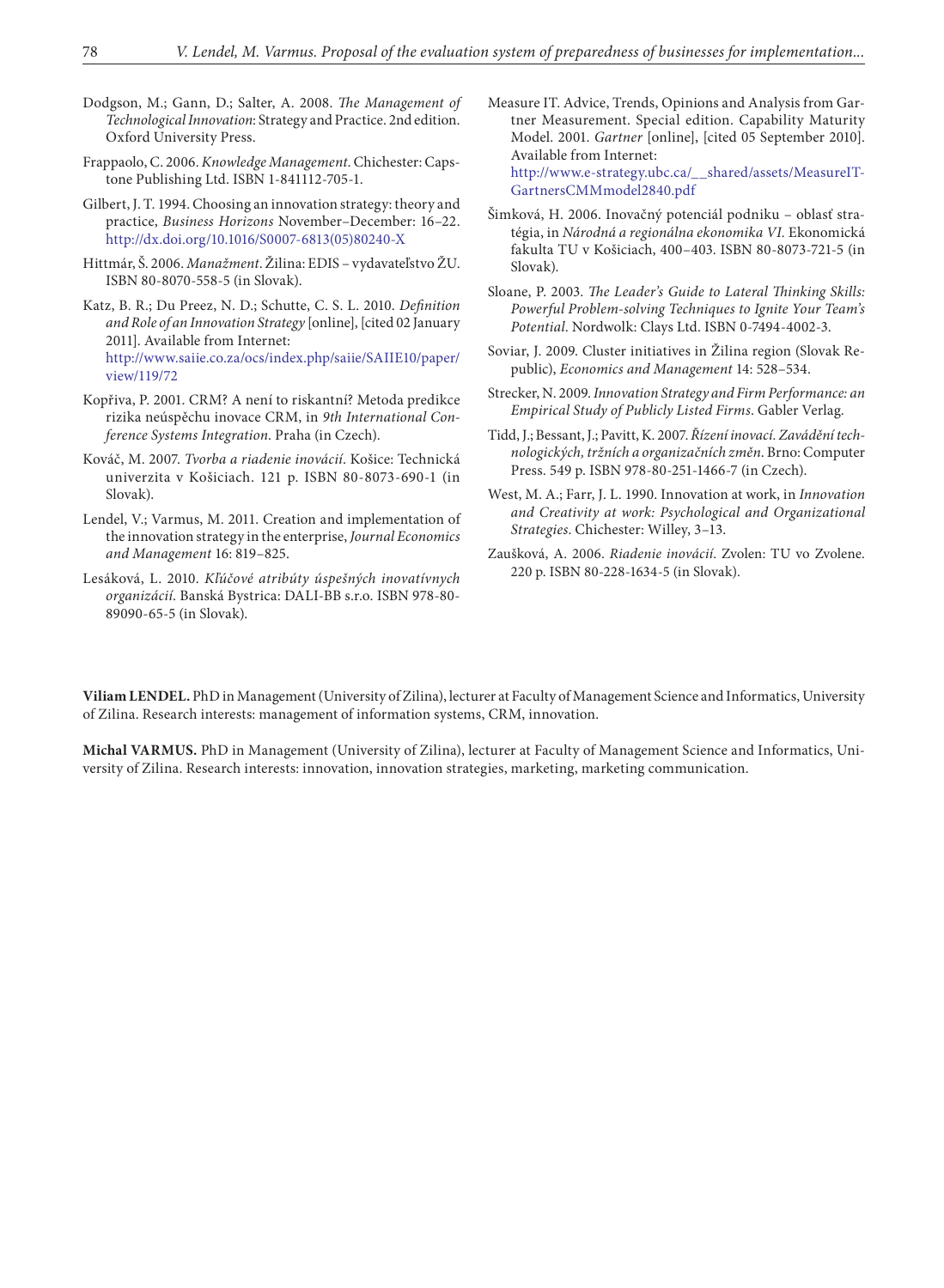Dodgson, M.; Gann, D.; Salter, A. 2008. *The Management of Technological Innovation*: Strategy and Practice. 2nd edition. Oxford University Press.

Frappaolo, C. 2006. *Knowledge Management*. Chichester: Capstone Publishing Ltd. ISBN 1-841112-705-1.

Gilbert, J. T. 1994. Choosing an innovation strategy: theory and practice, *Business Horizons* November–December: 16–22. http://dx.doi.org/10.1016/S0007-6813(05)80240-X

Hittmár, Š. 2006. *Manažment*. Žilina: EDIS – vydavateľstvo ŽU. ISBN 80-8070-558-5 (in Slovak).

Katz, B. R.; Du Preez, N. D.; Schutte, C. S. L. 2010. *Definition and Role of an Innovation Strategy* [online], [cited 02 January 2011]. Available from Internet: http://www.saiie.co.za/ocs/index.php/saiie/SAIIE10/paper/view/119/72

Kopřiva, P. 2001. CRM? A není to riskantní? Metoda predikce rizika neúspěchu inovace CRM, in *9th International Conference Systems Integration*. Praha (in Czech).

Kováč, M. 2007. *Tvorba a riadenie inovácií*. Košice: Technická univerzita v Košiciach. 121 p. ISBN 80-8073-690-1 (in Slovak).

Lendel, V.; Varmus, M. 2011. Creation and implementation of the innovation strategy in the enterprise, *Journal Economics and Management* 16: 819–825.

Lesáková, L. 2010. *Kľúčové atribúty úspešných inovatívnych organizácií*. Banská Bystrica: DALI-BB s.r.o. ISBN 978-80-89090-65-5 (in Slovak).

Measure IT. Advice, Trends, Opinions and Analysis from Gartner Measurement. Special edition. Capability Maturity Model. 2001. *Gartner* [online], [cited 05 September 2010]. Available from Internet: http://www.e-strategy.ubc.ca/__shared/assets/MeasureIT-GartnersCMMmodel2840.pdf

Šimková, H. 2006. Inovačný potenciál podniku – oblasť stratégia, in *Národná a regionálna ekonomika VI*. Ekonomická fakulta TU v Košiciach, 400–403. ISBN 80-8073-721-5 (in Slovak).

Sloane, P. 2003. *The Leader's Guide to Lateral Thinking Skills: Powerful Problem-solving Techniques to Ignite Your Team's Potential*. Nordwolk: Clays Ltd. ISBN 0-7494-4002-3.

Soviar, J. 2009. Cluster initiatives in Žilina region (Slovak Republic), *Economics and Management* 14: 528–534.

Strecker, N. 2009. *Innovation Strategy and Firm Performance: an Empirical Study of Publicly Listed Firms*. Gabler Verlag.

Tidd, J.; Bessant, J.; Pavitt, K. 2007. *Řízení inovací. Zavádění technologických, tržních a organizačních změn*. Brno: Computer Press. 549 p. ISBN 978-80-251-1466-7 (in Czech).

West, M. A.; Farr, J. L. 1990. Innovation at work, in *Innovation and Creativity at work: Psychological and Organizational Strategies*. Chichester: Willey, 3–13.

Zaušková, A. 2006. *Riadenie inovácií*. Zvolen: TU vo Zvolene. 220 p. ISBN 80-228-1634-5 (in Slovak).

**Viliam LENDEL.** PhD in Management (University of Zilina), lecturer at Faculty of Management Science and Informatics, University of Zilina. Research interests: management of information systems, CRM, innovation.

**Michal VARMUS.** PhD in Management (University of Zilina), lecturer at Faculty of Management Science and Informatics, University of Zilina. Research interests: innovation, innovation strategies, marketing, marketing communication.